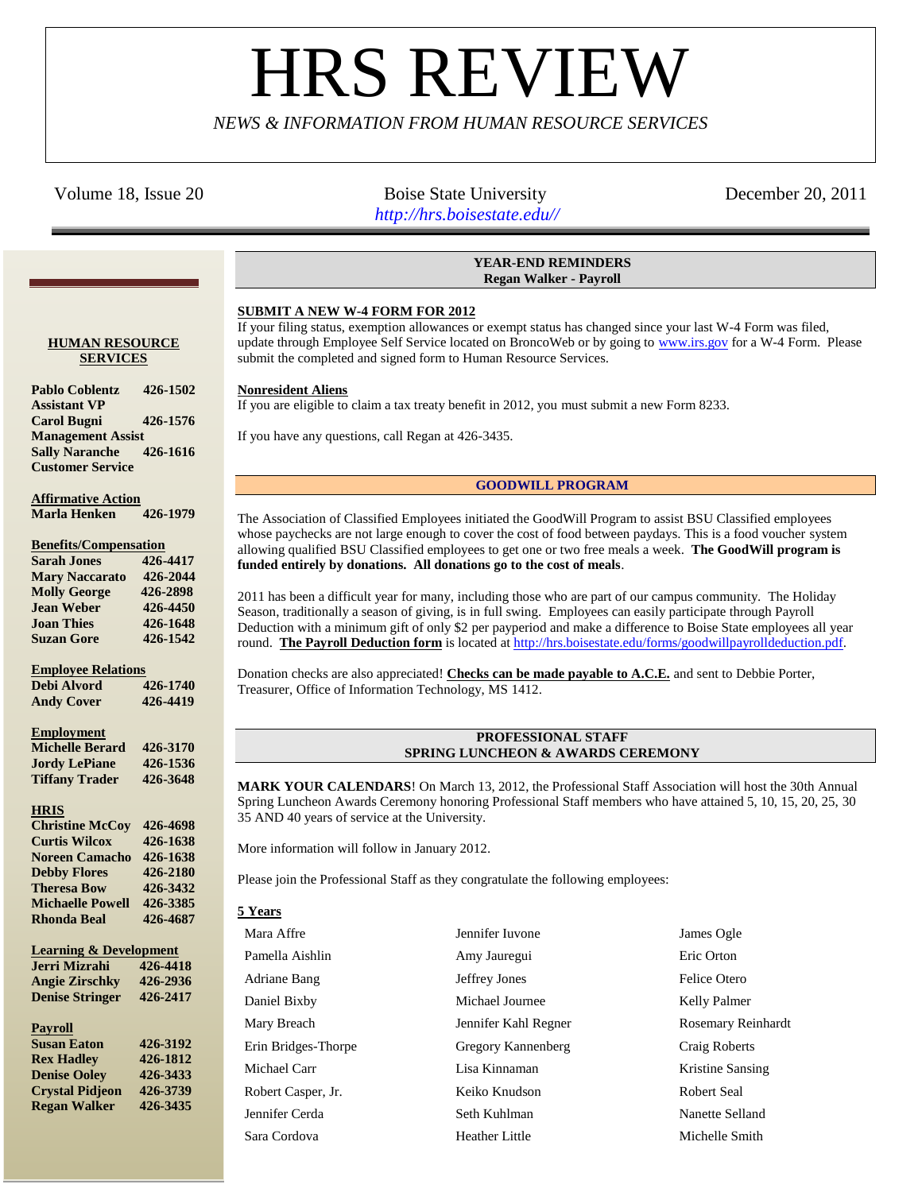# HRS REVIEW

*NEWS & INFORMATION FROM HUMAN RESOURCE SERVICES*

Volume 18, Issue 20 | Boise State University | December 20, 2011

*http://hrs.boisestate.edu//*

## YEAR-END REMINDERS
**Regan Walker - Payroll**

**SUBMIT A NEW W-4 FORM FOR 2012**

If your filing status, exemption allowances or exempt status has changed since your last W-4 Form was filed, update through Employee Self Service located on BroncoWeb or by going to www.irs.gov for a W-4 Form. Please submit the completed and signed form to Human Resource Services.

**Nonresident Aliens**

If you are eligible to claim a tax treaty benefit in 2012, you must submit a new Form 8233.

If you have any questions, call Regan at 426-3435.

## GOODWILL PROGRAM

The Association of Classified Employees initiated the GoodWill Program to assist BSU Classified employees whose paychecks are not large enough to cover the cost of food between paydays. This is a food voucher system allowing qualified BSU Classified employees to get one or two free meals a week. **The GoodWill program is funded entirely by donations. All donations go to the cost of meals**.

2011 has been a difficult year for many, including those who are part of our campus community. The Holiday Season, traditionally a season of giving, is in full swing. Employees can easily participate through Payroll Deduction with a minimum gift of only $2 per payperiod and make a difference to Boise State employees all year round. **The Payroll Deduction form** is located at http://hrs.boisestate.edu/forms/goodwillpayrolldeduction.pdf.

Donation checks are also appreciated! **Checks can be made payable to A.C.E.** and sent to Debbie Porter, Treasurer, Office of Information Technology, MS 1412.

## PROFESSIONAL STAFF SPRING LUNCHEON & AWARDS CEREMONY

**MARK YOUR CALENDARS**! On March 13, 2012, the Professional Staff Association will host the 30th Annual Spring Luncheon Awards Ceremony honoring Professional Staff members who have attained 5, 10, 15, 20, 25, 30 35 AND 40 years of service at the University.

More information will follow in January 2012.

Please join the Professional Staff as they congratulate the following employees:

**5 Years**

| | | |
|---|---|---|
| Mara Affre | Jennifer Iuvone | James Ogle |
| Pamella Aishlin | Amy Jauregui | Eric Orton |
| Adriane Bang | Jeffrey Jones | Felice Otero |
| Daniel Bixby | Michael Journee | Kelly Palmer |
| Mary Breach | Jennifer Kahl Regner | Rosemary Reinhardt |
| Erin Bridges-Thorpe | Gregory Kannenberg | Craig Roberts |
| Michael Carr | Lisa Kinnaman | Kristine Sansing |
| Robert Casper, Jr. | Keiko Knudson | Robert Seal |
| Jennifer Cerda | Seth Kuhlman | Nanette Selland |
| Sara Cordova | Heather Little | Michelle Smith |

## HUMAN RESOURCE SERVICES

| Name | Phone |
|---|---|
| **Pablo Coblentz** — Assistant VP | 426-1502 |
| **Carol Bugni** — Management Assist | 426-1576 |
| **Sally Naranche** — Customer Service | 426-1616 |

**Affirmative Action**

| Name | Phone |
|---|---|
| Marla Henken | 426-1979 |

**Benefits/Compensation**

| Name | Phone |
|---|---|
| Sarah Jones | 426-4417 |
| Mary Naccarato | 426-2044 |
| Molly George | 426-2898 |
| Jean Weber | 426-4450 |
| Joan Thies | 426-1648 |
| Suzan Gore | 426-1542 |

**Employee Relations**

| Name | Phone |
|---|---|
| Debi Alvord | 426-1740 |
| Andy Cover | 426-4419 |

**Employment**

| Name | Phone |
|---|---|
| Michelle Berard | 426-3170 |
| Jordy LePiane | 426-1536 |
| Tiffany Trader | 426-3648 |

**HRIS**

| Name | Phone |
|---|---|
| Christine McCoy | 426-4698 |
| Curtis Wilcox | 426-1638 |
| Noreen Camacho | 426-1638 |
| Debby Flores | 426-2180 |
| Theresa Bow | 426-3432 |
| Michaelle Powell | 426-3385 |
| Rhonda Beal | 426-4687 |

**Learning & Development**

| Name | Phone |
|---|---|
| Jerri Mizrahi | 426-4418 |
| Angie Zirschky | 426-2936 |
| Denise Stringer | 426-2417 |

**Payroll**

| Name | Phone |
|---|---|
| Susan Eaton | 426-3192 |
| Rex Hadley | 426-1812 |
| Denise Ooley | 426-3433 |
| Crystal Pidjeon | 426-3739 |
| Regan Walker | 426-3435 |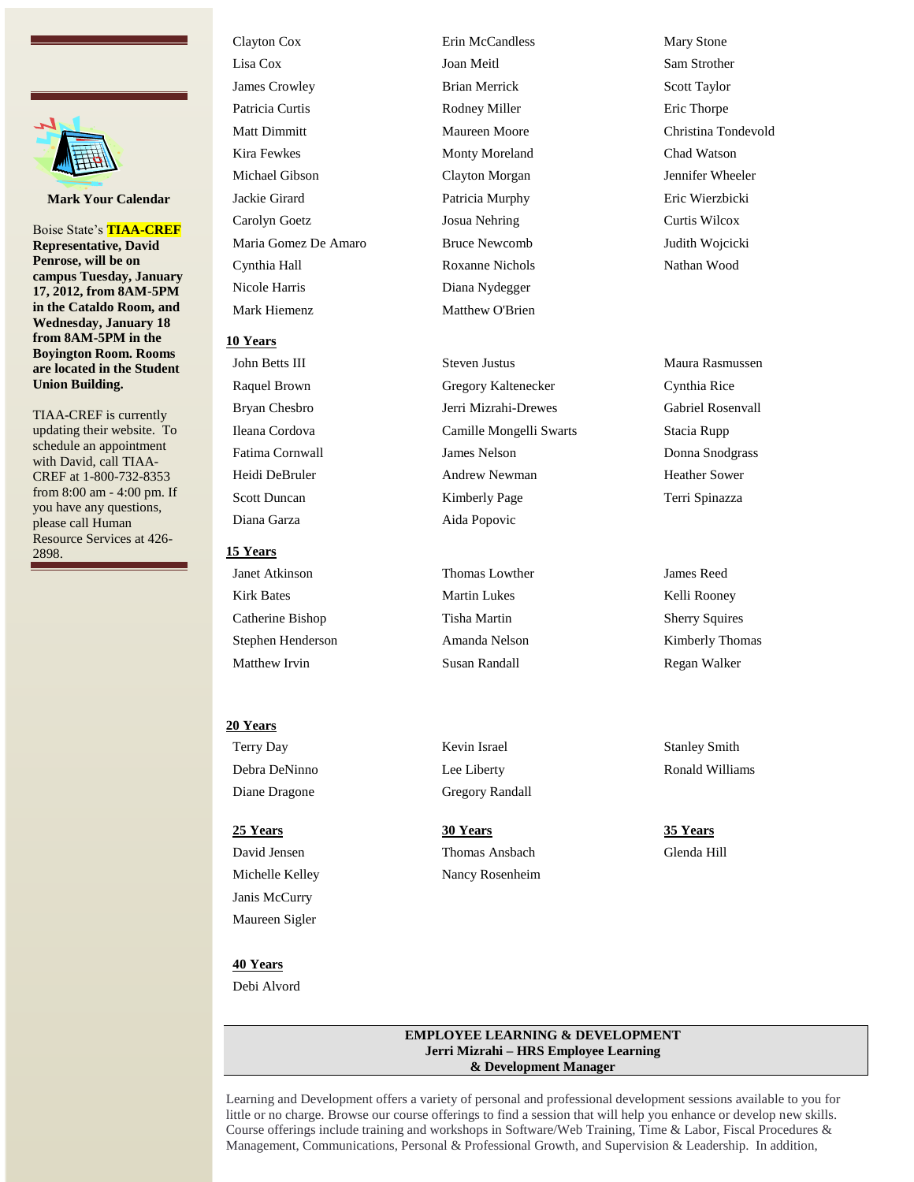### Mark Your Calendar

Boise State's **TIAA-CREF Representative, David Penrose, will be on campus Tuesday, January 17, 2012, from 8AM-5PM in the Cataldo Room, and Wednesday, January 18 from 8AM-5PM in the Boyington Room. Rooms are located in the Student Union Building.**

TIAA-CREF is currently updating their website. To schedule an appointment with David, call TIAA-CREF at 1-800-732-8353 from 8:00 am - 4:00 pm. If you have any questions, please call Human Resource Services at 426-2898.

---

Clayton Cox
Lisa Cox
James Crowley
Patricia Curtis
Matt Dimmitt
Kira Fewkes
Michael Gibson
Jackie Girard
Carolyn Goetz
Maria Gomez De Amaro
Cynthia Hall
Nicole Harris
Mark Hiemenz
Erin McCandless
Joan Meitl
Brian Merrick
Rodney Miller
Maureen Moore
Monty Moreland
Clayton Morgan
Patricia Murphy
Josua Nehring
Bruce Newcomb
Roxanne Nichols
Diana Nydegger
Matthew O'Brien
Mary Stone
Sam Strother
Scott Taylor
Eric Thorpe
Christina Tondevold
Chad Watson
Jennifer Wheeler
Eric Wierzbicki
Curtis Wilcox
Judith Wojcicki
Nathan Wood

**10 Years**

John Betts III
Raquel Brown
Bryan Chesbro
Ileana Cordova
Fatima Cornwall
Heidi DeBruler
Scott Duncan
Diana Garza
Steven Justus
Gregory Kaltenecker
Jerri Mizrahi-Drewes
Camille Mongelli Swarts
James Nelson
Andrew Newman
Kimberly Page
Aida Popovic
Maura Rasmussen
Cynthia Rice
Gabriel Rosenvall
Stacia Rupp
Donna Snodgrass
Heather Sower
Terri Spinazza

**15 Years**

Janet Atkinson
Kirk Bates
Catherine Bishop
Stephen Henderson
Matthew Irvin
Thomas Lowther
Martin Lukes
Tisha Martin
Amanda Nelson
Susan Randall
James Reed
Kelli Rooney
Sherry Squires
Kimberly Thomas
Regan Walker

**20 Years**

Terry Day
Debra DeNinno
Diane Dragone
Kevin Israel
Lee Liberty
Gregory Randall
Stanley Smith
Ronald Williams

**25 Years**

David Jensen
Michelle Kelley
Janis McCurry
Maureen Sigler

**30 Years**

Thomas Ansbach
Nancy Rosenheim

**35 Years**

Glenda Hill

**40 Years**

Debi Alvord

## EMPLOYEE LEARNING & DEVELOPMENT
**Jerri Mizrahi – HRS Employee Learning & Development Manager**

Learning and Development offers a variety of personal and professional development sessions available to you for little or no charge. Browse our course offerings to find a session that will help you enhance or develop new skills. Course offerings include training and workshops in Software/Web Training, Time & Labor, Fiscal Procedures & Management, Communications, Personal & Professional Growth, and Supervision & Leadership. In addition,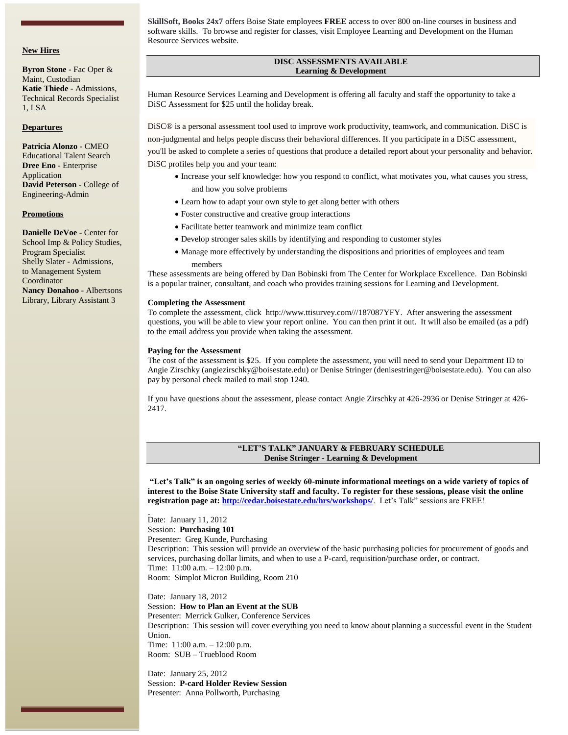**New Hires**

**Byron Stone** - Fac Oper & Maint, Custodian
**Katie Thiede** - Admissions, Technical Records Specialist 1, LSA

**Departures**

**Patricia Alonzo** - CMEO Educational Talent Search
**Dree Eno** - Enterprise Application
**David Peterson** - College of Engineering-Admin

**Promotions**

**Danielle DeVoe** - Center for School Imp & Policy Studies, Program Specialist
Shelly Slater - Admissions, to Management System Coordinator
**Nancy Donahoo** - Albertsons Library, Library Assistant 3

**SkillSoft, Books 24x7** offers Boise State employees **FREE** access to over 800 on-line courses in business and software skills. To browse and register for classes, visit Employee Learning and Development on the Human Resource Services website.

## DISC ASSESSMENTS AVAILABLE
**Learning & Development**

Human Resource Services Learning and Development is offering all faculty and staff the opportunity to take a DiSC Assessment for $25 until the holiday break.

DiSC® is a personal assessment tool used to improve work productivity, teamwork, and communication. DiSC is non-judgmental and helps people discuss their behavioral differences. If you participate in a DiSC assessment, you'll be asked to complete a series of questions that produce a detailed report about your personality and behavior. DiSC profiles help you and your team:

- Increase your self knowledge: how you respond to conflict, what motivates you, what causes you stress, and how you solve problems
- Learn how to adapt your own style to get along better with others
- Foster constructive and creative group interactions
- Facilitate better teamwork and minimize team conflict
- Develop stronger sales skills by identifying and responding to customer styles
- Manage more effectively by understanding the dispositions and priorities of employees and team members

These assessments are being offered by Dan Bobinski from The Center for Workplace Excellence. Dan Bobinski is a popular trainer, consultant, and coach who provides training sessions for Learning and Development.

**Completing the Assessment**
To complete the assessment, click http://www.ttisurvey.com///187087YFY. After answering the assessment questions, you will be able to view your report online. You can then print it out. It will also be emailed (as a pdf) to the email address you provide when taking the assessment.

**Paying for the Assessment**
The cost of the assessment is $25. If you complete the assessment, you will need to send your Department ID to Angie Zirschky (angiezirschky@boisestate.edu) or Denise Stringer (denisestringer@boisestate.edu). You can also pay by personal check mailed to mail stop 1240.

If you have questions about the assessment, please contact Angie Zirschky at 426-2936 or Denise Stringer at 426-2417.

## "LET'S TALK" JANUARY & FEBRUARY SCHEDULE
**Denise Stringer - Learning & Development**

**"Let's Talk" is an ongoing series of weekly 60-minute informational meetings on a wide variety of topics of interest to the Boise State University staff and faculty. To register for these sessions, please visit the online registration page at: [http://cedar.boisestate.edu/hrs/workshops/](http://cedar.boisestate.edu/hrs/workshops/)**. Let's Talk" sessions are FREE!

Date: January 11, 2012
Session: **Purchasing 101**
Presenter: Greg Kunde, Purchasing
Description: This session will provide an overview of the basic purchasing policies for procurement of goods and services, purchasing dollar limits, and when to use a P-card, requisition/purchase order, or contract.
Time: 11:00 a.m. – 12:00 p.m.
Room: Simplot Micron Building, Room 210

Date: January 18, 2012
Session: **How to Plan an Event at the SUB**
Presenter: Merrick Gulker, Conference Services
Description: This session will cover everything you need to know about planning a successful event in the Student Union.
Time: 11:00 a.m. – 12:00 p.m.
Room: SUB – Trueblood Room

Date: January 25, 2012
Session: **P-card Holder Review Session**
Presenter: Anna Pollworth, Purchasing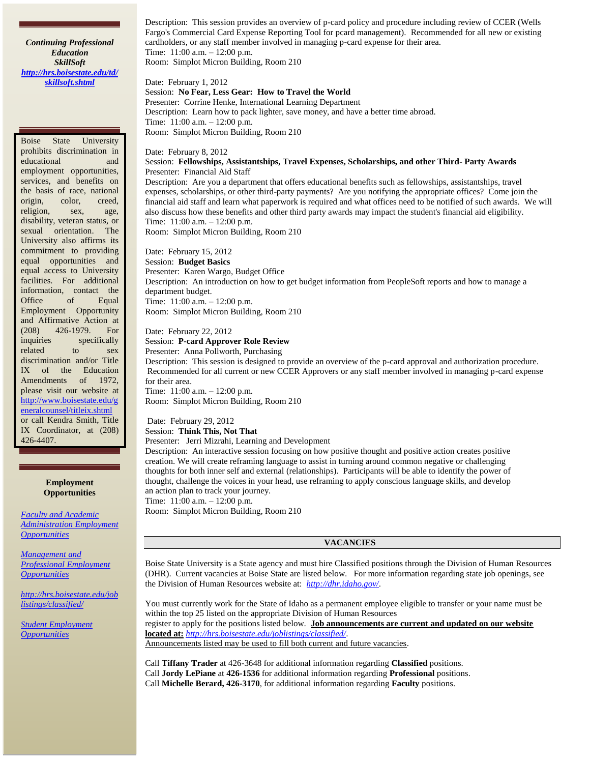***Continuing Professional Education***
***SkillSoft***
***[http://hrs.boisestate.edu/td/skillsoft.shtml](http://hrs.boisestate.edu/td/skillsoft.shtml)***

Boise State University prohibits discrimination in educational and employment opportunities, services, and benefits on the basis of race, national origin, color, creed, religion, sex, age, disability, veteran status, or sexual orientation. The University also affirms its commitment to providing equal opportunities and equal access to University facilities. For additional information, contact the Office of Equal Employment Opportunity and Affirmative Action at (208) 426-1979. For inquiries specifically related to sex discrimination and/or Title IX of the Education Amendments of 1972, please visit our website at http://www.boisestate.edu/generalcounsel/titleix.shtml or call Kendra Smith, Title IX Coordinator, at (208) 426-4407.

**Employment Opportunities**

*Faculty and Academic Administration Employment Opportunities*

*Management and Professional Employment Opportunities*

*http://hrs.boisestate.edu/joblistings/classified/*

*Student Employment Opportunities*

Description: This session provides an overview of p-card policy and procedure including review of CCER (Wells Fargo's Commercial Card Expense Reporting Tool for pcard management). Recommended for all new or existing cardholders, or any staff member involved in managing p-card expense for their area.
Time: 11:00 a.m. – 12:00 p.m.
Room: Simplot Micron Building, Room 210

Date: February 1, 2012
Session: **No Fear, Less Gear: How to Travel the World**
Presenter: Corrine Henke, International Learning Department
Description: Learn how to pack lighter, save money, and have a better time abroad.
Time: 11:00 a.m. – 12:00 p.m.
Room: Simplot Micron Building, Room 210

Date: February 8, 2012
Session: **Fellowships, Assistantships, Travel Expenses, Scholarships, and other Third- Party Awards**
Presenter: Financial Aid Staff
Description: Are you a department that offers educational benefits such as fellowships, assistantships, travel expenses, scholarships, or other third-party payments? Are you notifying the appropriate offices? Come join the financial aid staff and learn what paperwork is required and what offices need to be notified of such awards. We will also discuss how these benefits and other third party awards may impact the student's financial aid eligibility.
Time: 11:00 a.m. – 12:00 p.m.
Room: Simplot Micron Building, Room 210

Date: February 15, 2012
Session: **Budget Basics**
Presenter: Karen Wargo, Budget Office
Description: An introduction on how to get budget information from PeopleSoft reports and how to manage a department budget.
Time: 11:00 a.m. – 12:00 p.m.
Room: Simplot Micron Building, Room 210

Date: February 22, 2012
Session: **P-card Approver Role Review**
Presenter: Anna Pollworth, Purchasing
Description: This session is designed to provide an overview of the p-card approval and authorization procedure. Recommended for all current or new CCER Approvers or any staff member involved in managing p-card expense for their area.
Time: 11:00 a.m. – 12:00 p.m.
Room: Simplot Micron Building, Room 210

Date: February 29, 2012
Session: **Think This, Not That**
Presenter: Jerri Mizrahi, Learning and Development
Description: An interactive session focusing on how positive thought and positive action creates positive creation. We will create reframing language to assist in turning around common negative or challenging thoughts for both inner self and external (relationships). Participants will be able to identify the power of thought, challenge the voices in your head, use reframing to apply conscious language skills, and develop an action plan to track your journey.
Time: 11:00 a.m. – 12:00 p.m.
Room: Simplot Micron Building, Room 210

## VACANCIES

Boise State University is a State agency and must hire Classified positions through the Division of Human Resources (DHR). Current vacancies at Boise State are listed below. For more information regarding state job openings, see the Division of Human Resources website at: *http://dhr.idaho.gov/*.

You must currently work for the State of Idaho as a permanent employee eligible to transfer or your name must be within the top 25 listed on the appropriate Division of Human Resources register to apply for the positions listed below. **Job announcements are current and updated on our website located at:** *http://hrs.boisestate.edu/joblistings/classified/*.
Announcements listed may be used to fill both current and future vacancies.

Call **Tiffany Trader** at 426-3648 for additional information regarding **Classified** positions.
Call **Jordy LePiane** at **426-1536** for additional information regarding **Professional** positions.
Call **Michelle Berard, 426-3170**, for additional information regarding **Faculty** positions.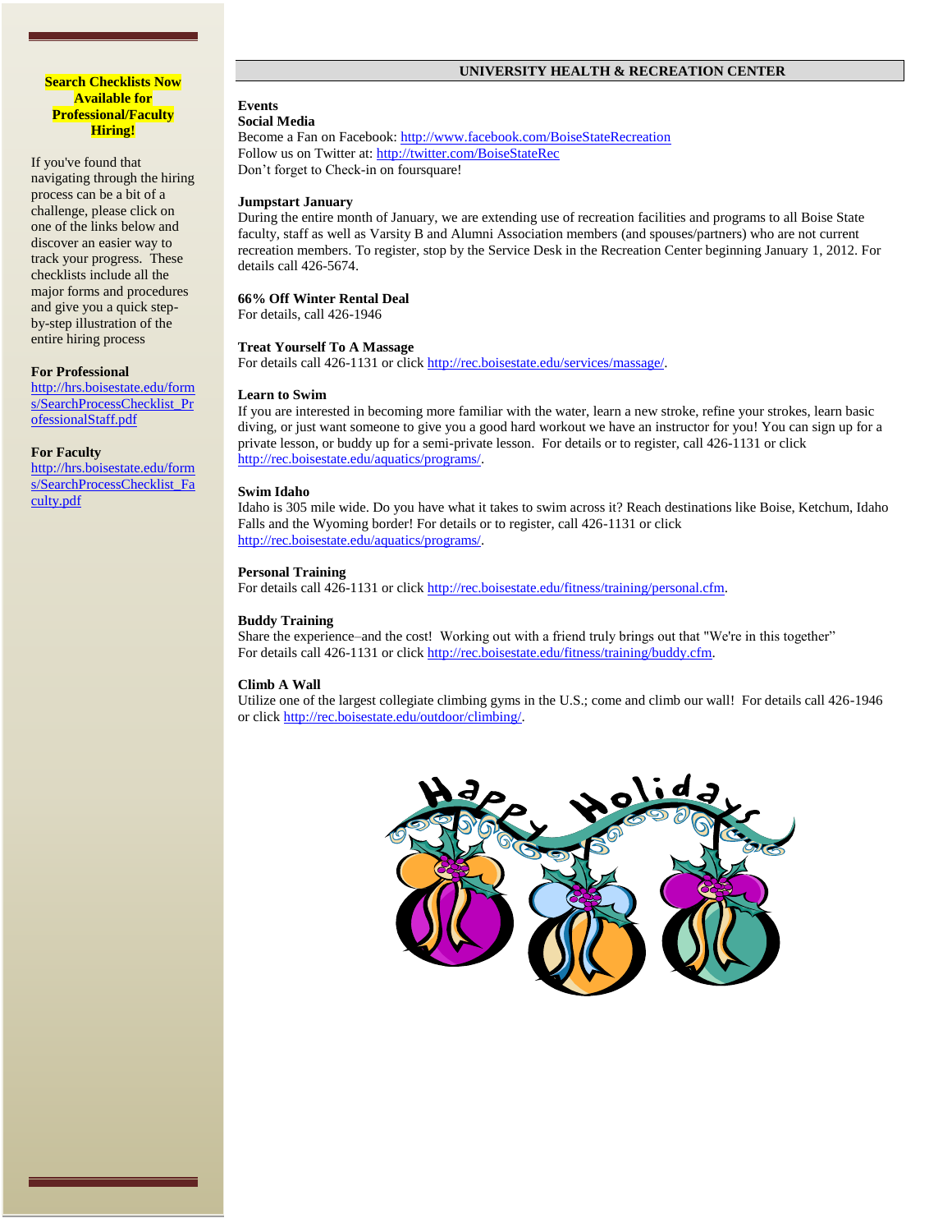**Search Checklists Now Available for Professional/Faculty Hiring!**

If you've found that navigating through the hiring process can be a bit of a challenge, please click on one of the links below and discover an easier way to track your progress. These checklists include all the major forms and procedures and give you a quick step-by-step illustration of the entire hiring process

**For Professional**
http://hrs.boisestate.edu/forms/SearchProcessChecklist_ProfessionalStaff.pdf

**For Faculty**
http://hrs.boisestate.edu/forms/SearchProcessChecklist_Faculty.pdf

## UNIVERSITY HEALTH & RECREATION CENTER

**Events**

**Social Media**

Become a Fan on Facebook: http://www.facebook.com/BoiseStateRecreation
Follow us on Twitter at: http://twitter.com/BoiseStateRec
Don't forget to Check-in on foursquare!

**Jumpstart January**

During the entire month of January, we are extending use of recreation facilities and programs to all Boise State faculty, staff as well as Varsity B and Alumni Association members (and spouses/partners) who are not current recreation members. To register, stop by the Service Desk in the Recreation Center beginning January 1, 2012. For details call 426-5674.

**66% Off Winter Rental Deal**

For details, call 426-1946

**Treat Yourself To A Massage**

For details call 426-1131 or click http://rec.boisestate.edu/services/massage/.

**Learn to Swim**

If you are interested in becoming more familiar with the water, learn a new stroke, refine your strokes, learn basic diving, or just want someone to give you a good hard workout we have an instructor for you! You can sign up for a private lesson, or buddy up for a semi-private lesson. For details or to register, call 426-1131 or click http://rec.boisestate.edu/aquatics/programs/.

**Swim Idaho**

Idaho is 305 mile wide. Do you have what it takes to swim across it? Reach destinations like Boise, Ketchum, Idaho Falls and the Wyoming border! For details or to register, call 426-1131 or click http://rec.boisestate.edu/aquatics/programs/.

**Personal Training**

For details call 426-1131 or click http://rec.boisestate.edu/fitness/training/personal.cfm.

**Buddy Training**

Share the experience–and the cost! Working out with a friend truly brings out that "We're in this together"
For details call 426-1131 or click http://rec.boisestate.edu/fitness/training/buddy.cfm.

**Climb A Wall**

Utilize one of the largest collegiate climbing gyms in the U.S.; come and climb our wall! For details call 426-1946 or click http://rec.boisestate.edu/outdoor/climbing/.

Happy Holidays